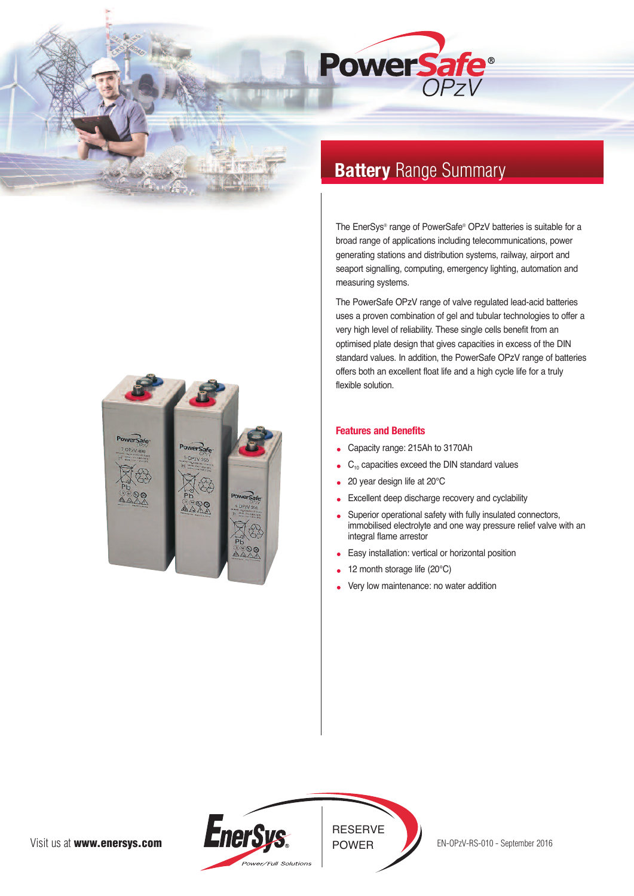# PowerSafe® OPzV

## Battery Range Summary

The EnerSys® range of PowerSafe® OPzV batteries is suitable for a broad range of applications including telecommunications, power generating stations and distribution systems, railway, airport and seaport signalling, computing, emergency lighting, automation and measuring systems.

The PowerSafe OPzV range of valve regulated lead-acid batteries uses a proven combination of gel and tubular technologies to offer a very high level of reliability. These single cells benefit from an optimised plate design that gives capacities in excess of the DIN standard values. In addition, the PowerSafe OPzV range of batteries offers both an excellent float life and a high cycle life for a truly flexible solution.

### Features and Benefits

- Capacity range: 215Ah to 3170Ah
- $C_{10}$ capacities exceed the DIN standard values
- 20 year design life at 20°C
- Excellent deep discharge recovery and cyclability
- Superior operational safety with fully insulated connectors, immobilised electrolyte and one way pressure relief valve with an integral flame arrestor
- Easy installation: vertical or horizontal position
- 12 month storage life (20°C)
- Very low maintenance: no water addition

Visit us at **www.enersys.com**

EnerSys® Power/Full Solutions | RESERVE POWER

EN-OPzV-RS-010 - September 2016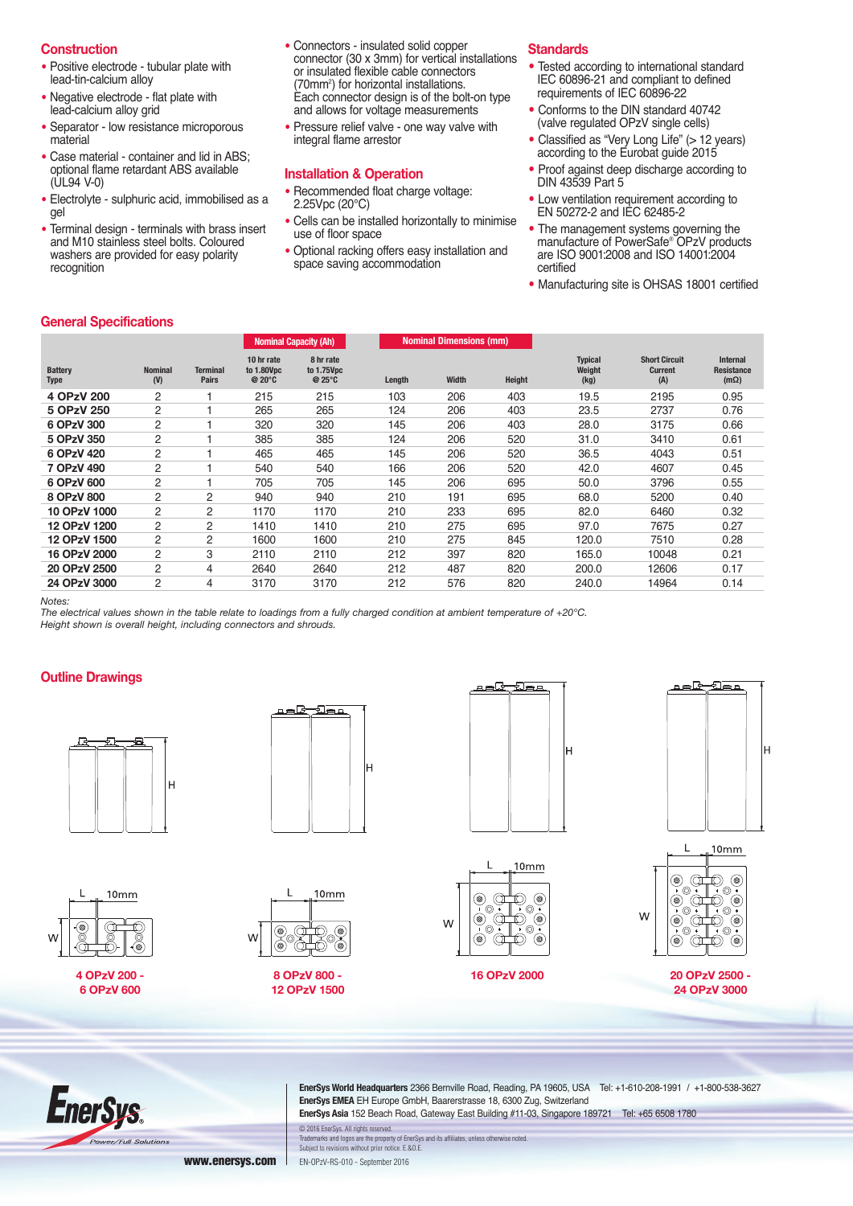## Construction

- Positive electrode - tubular plate with lead-tin-calcium alloy
- Negative electrode - flat plate with lead-calcium alloy grid
- Separator - low resistance microporous material
- Case material - container and lid in ABS; optional flame retardant ABS available (UL94 V-0)
- Electrolyte - sulphuric acid, immobilised as a gel
- Terminal design - terminals with brass insert and M10 stainless steel bolts. Coloured washers are provided for easy polarity recognition
- Connectors - insulated solid copper connector (30 x 3mm) for vertical installations or insulated flexible cable connectors (70mm²) for horizontal installations. Each connector design is of the bolt-on type and allows for voltage measurements
- Pressure relief valve - one way valve with integral flame arrestor

## Installation & Operation

- Recommended float charge voltage: 2.25Vpc (20°C)
- Cells can be installed horizontally to minimise use of floor space
- Optional racking offers easy installation and space saving accommodation

## Standards

- Tested according to international standard IEC 60896-21 and compliant to defined requirements of IEC 60896-22
- Conforms to the DIN standard 40742 (valve regulated OPzV single cells)
- Classified as "Very Long Life" (> 12 years) according to the Eurobat guide 2015
- Proof against deep discharge according to DIN 43539 Part 5
- Low ventilation requirement according to EN 50272-2 and IEC 62485-2
- The management systems governing the manufacture of PowerSafe® OPzV products are ISO 9001:2008 and ISO 14001:2004 certified
- Manufacturing site is OHSAS 18001 certified

## General Specifications

| Battery Type | Nominal (V) | Terminal Pairs | Nominal Capacity (Ah) 10 hr rate to 1.80Vpc @ 20°C | 8 hr rate to 1.75Vpc @ 25°C | Nominal Dimensions (mm) Length | Width | Height | Typical Weight (kg) | Short Circuit Current (A) | Internal Resistance (mΩ) |
|---|---|---|---|---|---|---|---|---|---|---|
| 4 OPzV 200 | 2 | 1 | 215 | 215 | 103 | 206 | 403 | 19.5 | 2195 | 0.95 |
| 5 OPzV 250 | 2 | 1 | 265 | 265 | 124 | 206 | 403 | 23.5 | 2737 | 0.76 |
| 6 OPzV 300 | 2 | 1 | 320 | 320 | 145 | 206 | 403 | 28.0 | 3175 | 0.66 |
| 5 OPzV 350 | 2 | 1 | 385 | 385 | 124 | 206 | 520 | 31.0 | 3410 | 0.61 |
| 6 OPzV 420 | 2 | 1 | 465 | 465 | 145 | 206 | 520 | 36.5 | 4043 | 0.51 |
| 7 OPzV 490 | 2 | 1 | 540 | 540 | 166 | 206 | 520 | 42.0 | 4607 | 0.45 |
| 6 OPzV 600 | 2 | 1 | 705 | 705 | 145 | 206 | 695 | 50.0 | 3796 | 0.55 |
| 8 OPzV 800 | 2 | 2 | 940 | 940 | 210 | 191 | 695 | 68.0 | 5200 | 0.40 |
| 10 OPzV 1000 | 2 | 2 | 1170 | 1170 | 210 | 233 | 695 | 82.0 | 6460 | 0.32 |
| 12 OPzV 1200 | 2 | 2 | 1410 | 1410 | 210 | 275 | 695 | 97.0 | 7675 | 0.27 |
| 12 OPzV 1500 | 2 | 2 | 1600 | 1600 | 210 | 275 | 845 | 120.0 | 7510 | 0.28 |
| 16 OPzV 2000 | 2 | 3 | 2110 | 2110 | 212 | 397 | 820 | 165.0 | 10048 | 0.21 |
| 20 OPzV 2500 | 2 | 4 | 2640 | 2640 | 212 | 487 | 820 | 200.0 | 12606 | 0.17 |
| 24 OPzV 3000 | 2 | 4 | 3170 | 3170 | 212 | 576 | 820 | 240.0 | 14964 | 0.14 |

*Notes:*
*The electrical values shown in the table relate to loadings from a fully charged condition at ambient temperature of +20°C.*
*Height shown is overall height, including connectors and shrouds.*

## Outline Drawings

H
L 10mm
W

4 OPzV 200 - 6 OPzV 600

H
L 10mm
W

8 OPzV 800 - 12 OPzV 1500

H
L 10mm
W

16 OPzV 2000

H
L 10mm
W

20 OPzV 2500 - 24 OPzV 3000

EnerSys Power/Full Solutions

www.enersys.com

**EnerSys World Headquarters** 2366 Bernville Road, Reading, PA 19605, USA Tel: +1-610-208-1991 / +1-800-538-3627
**EnerSys EMEA** EH Europe GmbH, Baarerstrasse 18, 6300 Zug, Switzerland
**EnerSys Asia** 152 Beach Road, Gateway East Building #11-03, Singapore 189721 Tel: +65 6508 1780

© 2016 EnerSys. All rights reserved.
Trademarks and logos are the property of EnerSys and its affiliates, unless otherwise noted.
Subject to revisions without prior notice. E.&O.E.

EN-OPzV-RS-010 - September 2016